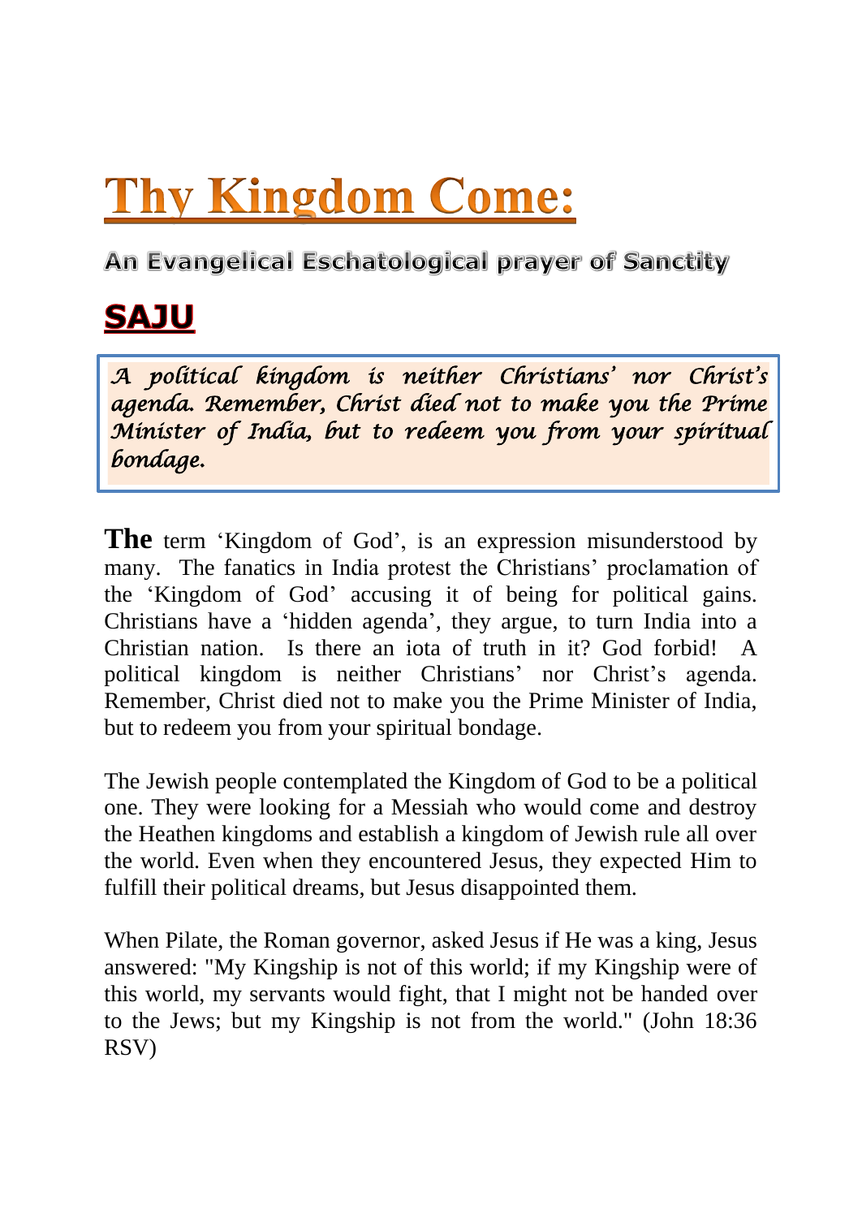# Thy Kingdom Come:

## An Evangelical Eschatological prayer of Sanctity

## SAJU

> *A political kingdom is neither Christians' nor Christ's agenda. Remember, Christ died not to make you the Prime Minister of India, but to redeem you from your spiritual bondage.*

**The** term 'Kingdom of God', is an expression misunderstood by many. The fanatics in India protest the Christians' proclamation of the 'Kingdom of God' accusing it of being for political gains. Christians have a 'hidden agenda', they argue, to turn India into a Christian nation. Is there an iota of truth in it? God forbid! A political kingdom is neither Christians' nor Christ's agenda. Remember, Christ died not to make you the Prime Minister of India, but to redeem you from your spiritual bondage.

The Jewish people contemplated the Kingdom of God to be a political one. They were looking for a Messiah who would come and destroy the Heathen kingdoms and establish a kingdom of Jewish rule all over the world. Even when they encountered Jesus, they expected Him to fulfill their political dreams, but Jesus disappointed them.

When Pilate, the Roman governor, asked Jesus if He was a king, Jesus answered: "My Kingship is not of this world; if my Kingship were of this world, my servants would fight, that I might not be handed over to the Jews; but my Kingship is not from the world." (John 18:36 RSV)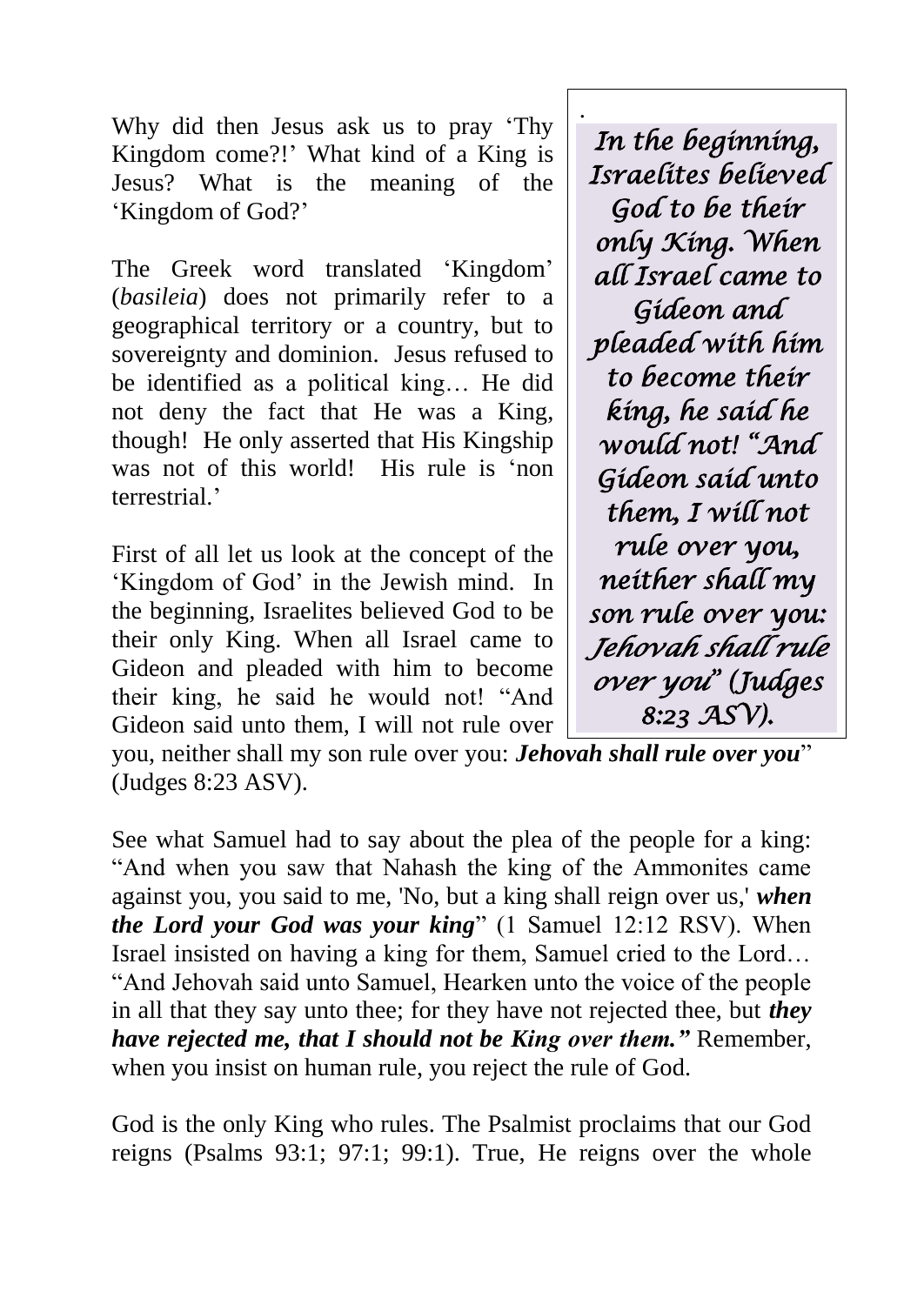Why did then Jesus ask us to pray 'Thy Kingdom come?!' What kind of a King is Jesus? What is the meaning of the 'Kingdom of God?'

The Greek word translated 'Kingdom' (*basileia*) does not primarily refer to a geographical territory or a country, but to sovereignty and dominion. Jesus refused to be identified as a political king… He did not deny the fact that He was a King, though! He only asserted that His Kingship was not of this world! His rule is 'non terrestrial.'

> *In the beginning, Israelites believed God to be their only King. When all Israel came to Gideon and pleaded with him to become their king, he said he would not! "And Gideon said unto them, I will not rule over you, neither shall my son rule over you: Jehovah shall rule over you" (Judges 8:23 ASV).*

First of all let us look at the concept of the 'Kingdom of God' in the Jewish mind. In the beginning, Israelites believed God to be their only King. When all Israel came to Gideon and pleaded with him to become their king, he said he would not! "And Gideon said unto them, I will not rule over you, neither shall my son rule over you: ***Jehovah shall rule over you***" (Judges 8:23 ASV).

See what Samuel had to say about the plea of the people for a king: "And when you saw that Nahash the king of the Ammonites came against you, you said to me, 'No, but a king shall reign over us,' ***when the Lord your God was your king***" (1 Samuel 12:12 RSV). When Israel insisted on having a king for them, Samuel cried to the Lord… "And Jehovah said unto Samuel, Hearken unto the voice of the people in all that they say unto thee; for they have not rejected thee, but ***they have rejected me, that I should not be King over them."*** Remember, when you insist on human rule, you reject the rule of God.

God is the only King who rules. The Psalmist proclaims that our God reigns (Psalms 93:1; 97:1; 99:1). True, He reigns over the whole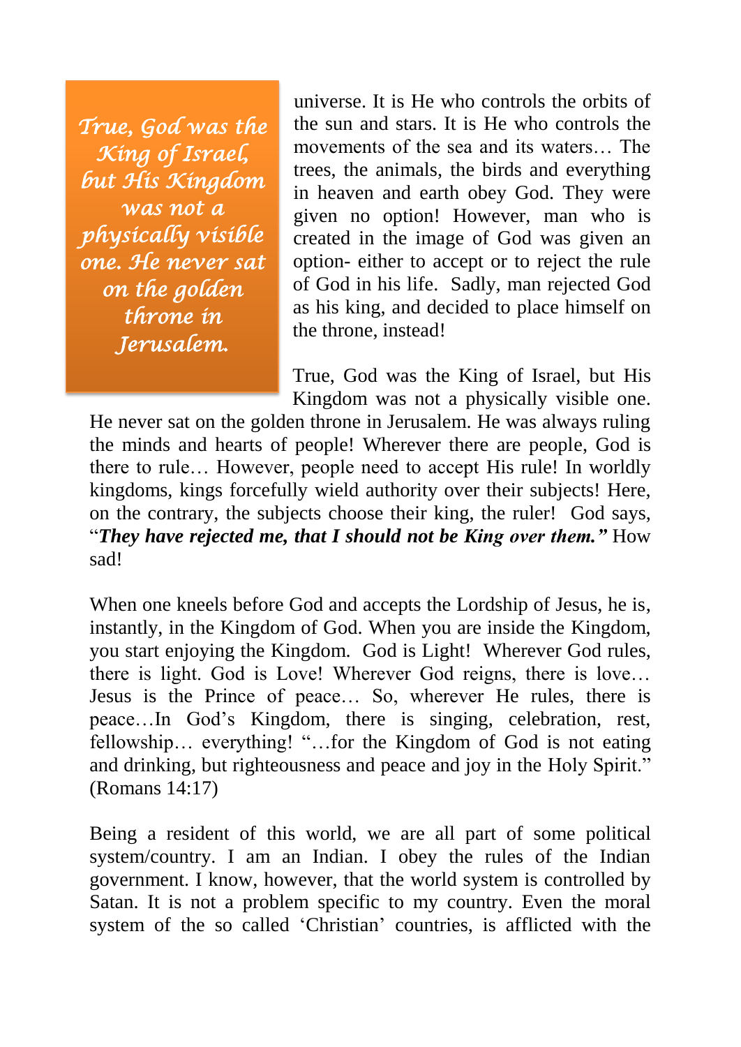> *True, God was the King of Israel, but His Kingdom was not a physically visible one. He never sat on the golden throne in Jerusalem.*

universe. It is He who controls the orbits of the sun and stars. It is He who controls the movements of the sea and its waters… The trees, the animals, the birds and everything in heaven and earth obey God. They were given no option! However, man who is created in the image of God was given an option- either to accept or to reject the rule of God in his life. Sadly, man rejected God as his king, and decided to place himself on the throne, instead!

True, God was the King of Israel, but His Kingdom was not a physically visible one. He never sat on the golden throne in Jerusalem. He was always ruling the minds and hearts of people! Wherever there are people, God is there to rule… However, people need to accept His rule! In worldly kingdoms, kings forcefully wield authority over their subjects! Here, on the contrary, the subjects choose their king, the ruler! God says, "***They have rejected me, that I should not be King over them.***" How sad!

When one kneels before God and accepts the Lordship of Jesus, he is, instantly, in the Kingdom of God. When you are inside the Kingdom, you start enjoying the Kingdom. God is Light! Wherever God rules, there is light. God is Love! Wherever God reigns, there is love… Jesus is the Prince of peace… So, wherever He rules, there is peace…In God's Kingdom, there is singing, celebration, rest, fellowship… everything! "…for the Kingdom of God is not eating and drinking, but righteousness and peace and joy in the Holy Spirit." (Romans 14:17)

Being a resident of this world, we are all part of some political system/country. I am an Indian. I obey the rules of the Indian government. I know, however, that the world system is controlled by Satan. It is not a problem specific to my country. Even the moral system of the so called 'Christian' countries, is afflicted with the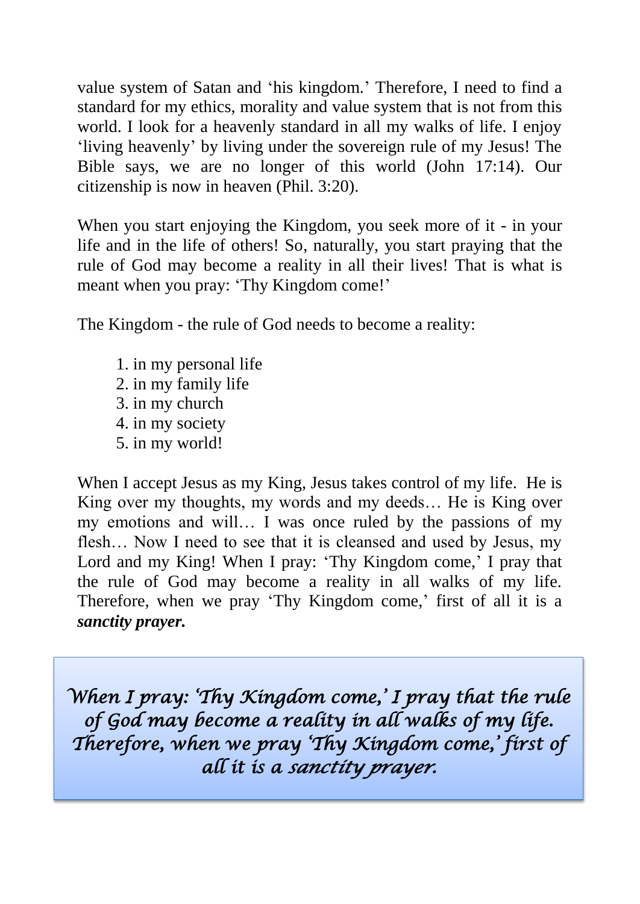value system of Satan and 'his kingdom.' Therefore, I need to find a standard for my ethics, morality and value system that is not from this world. I look for a heavenly standard in all my walks of life. I enjoy 'living heavenly' by living under the sovereign rule of my Jesus! The Bible says, we are no longer of this world (John 17:14). Our citizenship is now in heaven (Phil. 3:20).

When you start enjoying the Kingdom, you seek more of it - in your life and in the life of others! So, naturally, you start praying that the rule of God may become a reality in all their lives! That is what is meant when you pray: 'Thy Kingdom come!'

The Kingdom - the rule of God needs to become a reality:

1. in my personal life
2. in my family life
3. in my church
4. in my society
5. in my world!

When I accept Jesus as my King, Jesus takes control of my life. He is King over my thoughts, my words and my deeds… He is King over my emotions and will… I was once ruled by the passions of my flesh… Now I need to see that it is cleansed and used by Jesus, my Lord and my King! When I pray: 'Thy Kingdom come,' I pray that the rule of God may become a reality in all walks of my life. Therefore, when we pray 'Thy Kingdom come,' first of all it is a ***sanctity prayer.***

> *When I pray: 'Thy Kingdom come,' I pray that the rule of God may become a reality in all walks of my life. Therefore, when we pray 'Thy Kingdom come,' first of all it is a sanctity prayer.*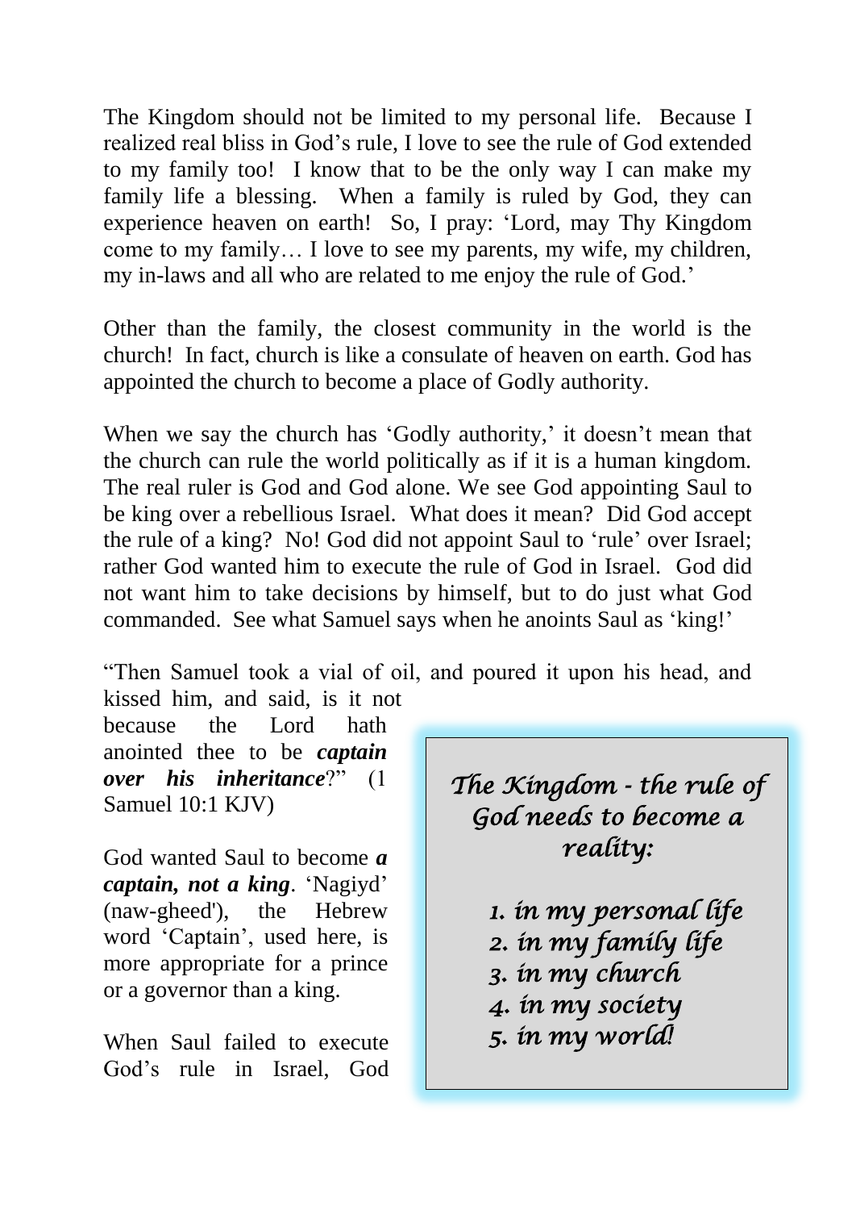The Kingdom should not be limited to my personal life. Because I realized real bliss in God's rule, I love to see the rule of God extended to my family too! I know that to be the only way I can make my family life a blessing. When a family is ruled by God, they can experience heaven on earth! So, I pray: 'Lord, may Thy Kingdom come to my family… I love to see my parents, my wife, my children, my in-laws and all who are related to me enjoy the rule of God.'

Other than the family, the closest community in the world is the church! In fact, church is like a consulate of heaven on earth. God has appointed the church to become a place of Godly authority.

When we say the church has 'Godly authority,' it doesn't mean that the church can rule the world politically as if it is a human kingdom. The real ruler is God and God alone. We see God appointing Saul to be king over a rebellious Israel. What does it mean? Did God accept the rule of a king? No! God did not appoint Saul to 'rule' over Israel; rather God wanted him to execute the rule of God in Israel. God did not want him to take decisions by himself, but to do just what God commanded. See what Samuel says when he anoints Saul as 'king!'

"Then Samuel took a vial of oil, and poured it upon his head, and kissed him, and said, is it not because the Lord hath anointed thee to be ***captain over his inheritance***?" (1 Samuel 10:1 KJV)

God wanted Saul to become ***a captain, not a king***. 'Nagiyd' (naw-gheed'), the Hebrew word 'Captain', used here, is more appropriate for a prince or a governor than a king.

When Saul failed to execute God's rule in Israel, God

> *The Kingdom - the rule of God needs to become a reality:*
>
> *1. in my personal life*
> *2. in my family life*
> *3. in my church*
> *4. in my society*
> *5. in my world!*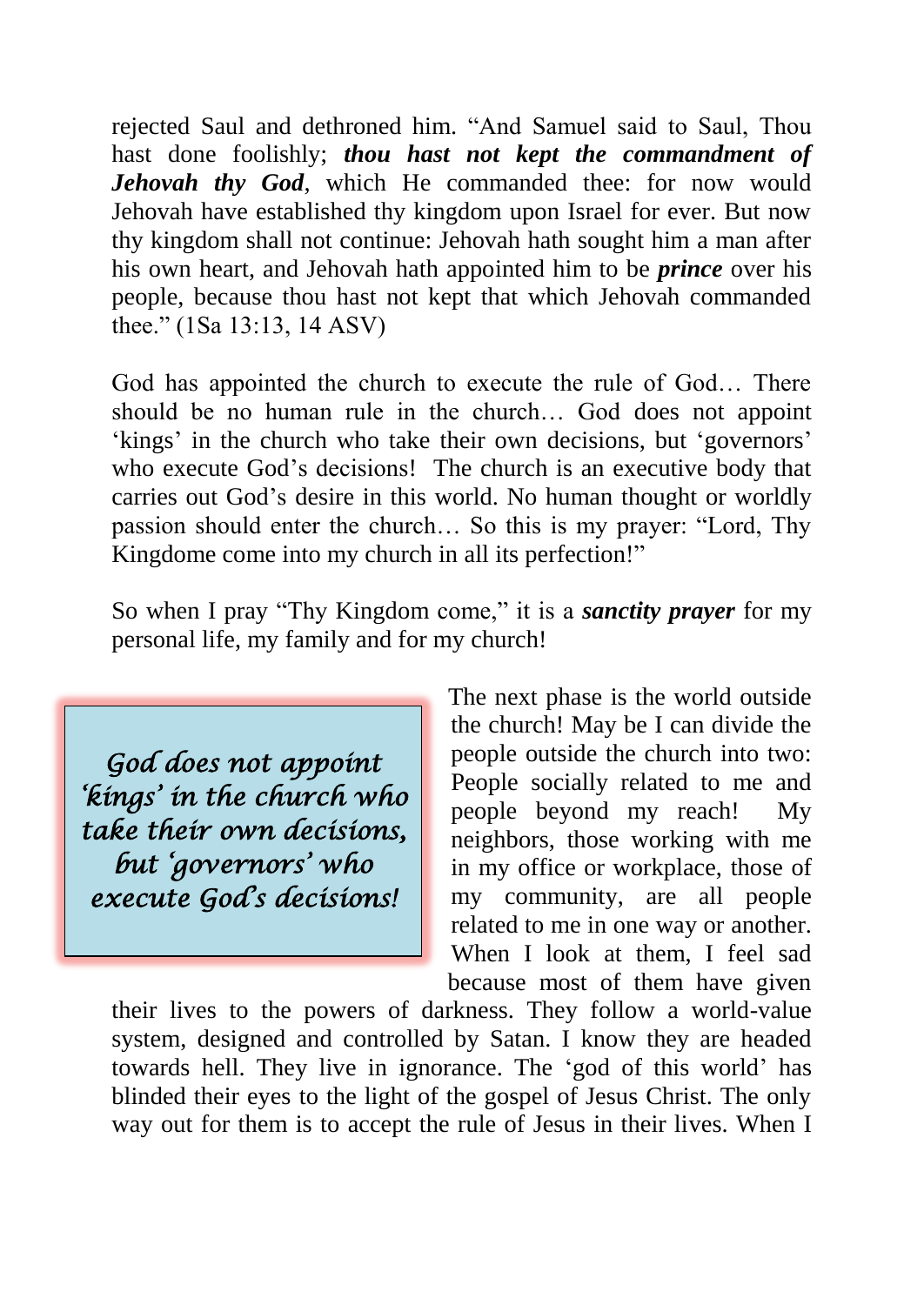rejected Saul and dethroned him. "And Samuel said to Saul, Thou hast done foolishly; ***thou hast not kept the commandment of Jehovah thy God***, which He commanded thee: for now would Jehovah have established thy kingdom upon Israel for ever. But now thy kingdom shall not continue: Jehovah hath sought him a man after his own heart, and Jehovah hath appointed him to be ***prince*** over his people, because thou hast not kept that which Jehovah commanded thee." (1Sa 13:13, 14 ASV)

God has appointed the church to execute the rule of God… There should be no human rule in the church… God does not appoint 'kings' in the church who take their own decisions, but 'governors' who execute God's decisions! The church is an executive body that carries out God's desire in this world. No human thought or worldly passion should enter the church… So this is my prayer: "Lord, Thy Kingdome come into my church in all its perfection!"

So when I pray "Thy Kingdom come," it is a ***sanctity prayer*** for my personal life, my family and for my church!

> *God does not appoint 'kings' in the church who take their own decisions, but 'governors' who execute God's decisions!*

The next phase is the world outside the church! May be I can divide the people outside the church into two: People socially related to me and people beyond my reach! My neighbors, those working with me in my office or workplace, those of my community, are all people related to me in one way or another. When I look at them, I feel sad because most of them have given their lives to the powers of darkness. They follow a world-value system, designed and controlled by Satan. I know they are headed towards hell. They live in ignorance. The 'god of this world' has blinded their eyes to the light of the gospel of Jesus Christ. The only way out for them is to accept the rule of Jesus in their lives. When I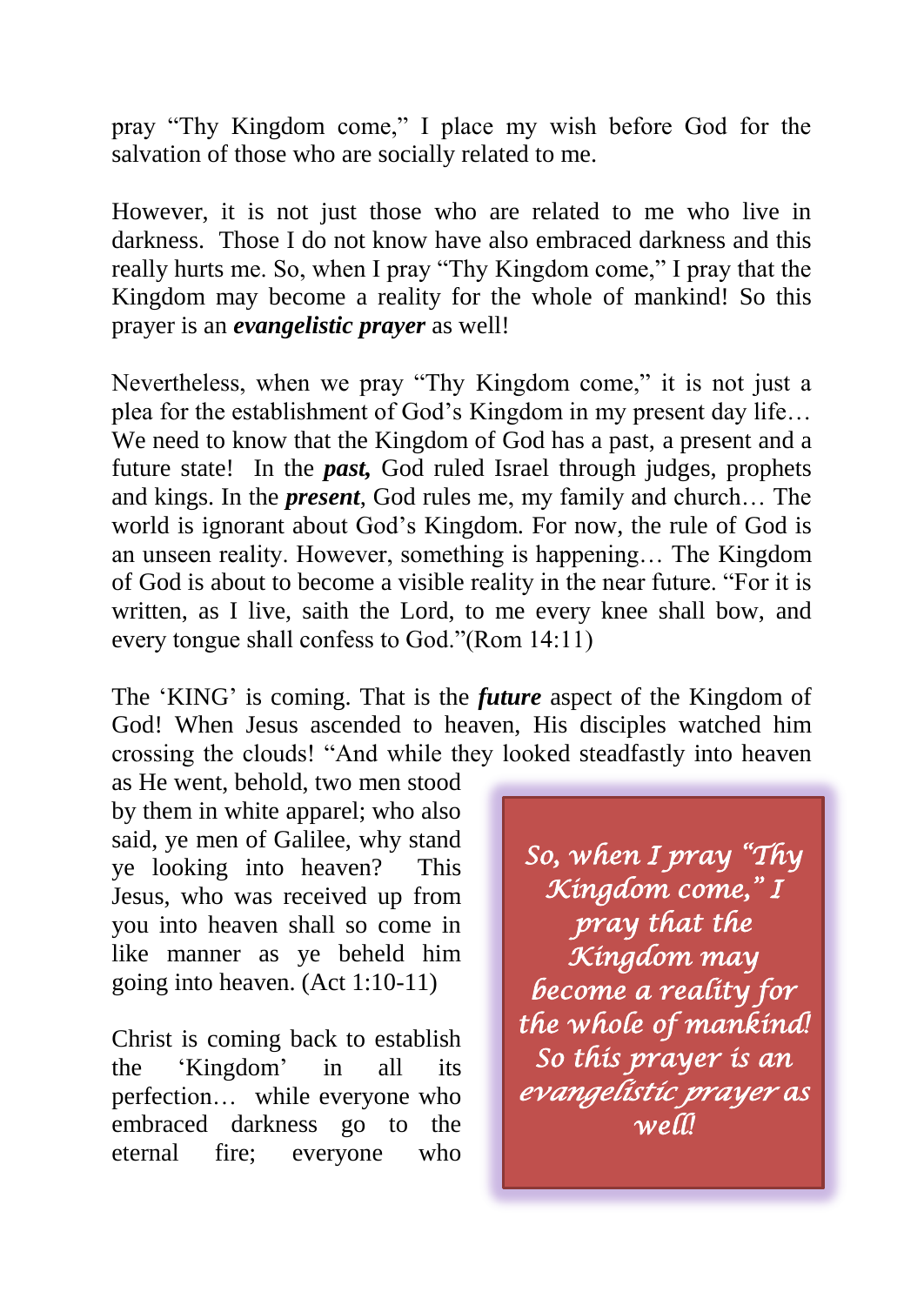pray "Thy Kingdom come," I place my wish before God for the salvation of those who are socially related to me.

However, it is not just those who are related to me who live in darkness. Those I do not know have also embraced darkness and this really hurts me. So, when I pray "Thy Kingdom come," I pray that the Kingdom may become a reality for the whole of mankind! So this prayer is an ***evangelistic prayer*** as well!

Nevertheless, when we pray "Thy Kingdom come," it is not just a plea for the establishment of God's Kingdom in my present day life… We need to know that the Kingdom of God has a past, a present and a future state! In the ***past,*** God ruled Israel through judges, prophets and kings. In the ***present***, God rules me, my family and church… The world is ignorant about God's Kingdom. For now, the rule of God is an unseen reality. However, something is happening… The Kingdom of God is about to become a visible reality in the near future. "For it is written, as I live, saith the Lord, to me every knee shall bow, and every tongue shall confess to God."(Rom 14:11)

The 'KING' is coming. That is the ***future*** aspect of the Kingdom of God! When Jesus ascended to heaven, His disciples watched him crossing the clouds! "And while they looked steadfastly into heaven as He went, behold, two men stood by them in white apparel; who also said, ye men of Galilee, why stand ye looking into heaven? This Jesus, who was received up from you into heaven shall so come in like manner as ye beheld him going into heaven. (Act 1:10-11)

> *So, when I pray "Thy Kingdom come," I pray that the Kingdom may become a reality for the whole of mankind! So this prayer is an evangelistic prayer as well!*

Christ is coming back to establish the 'Kingdom' in all its perfection… while everyone who embraced darkness go to the eternal fire; everyone who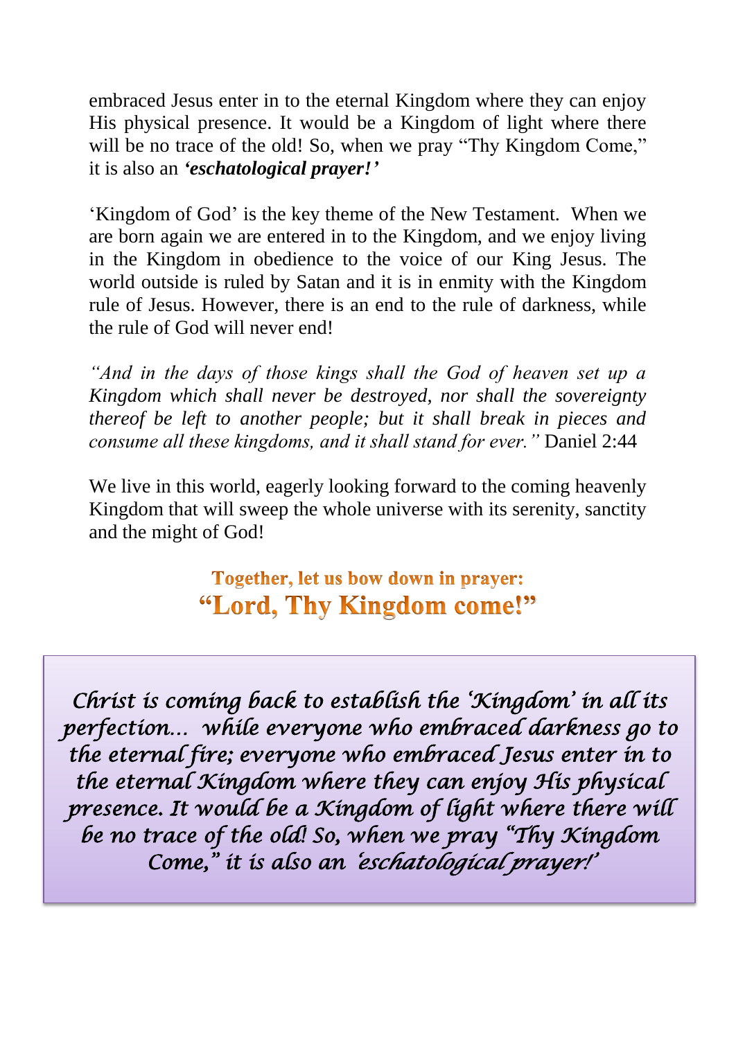embraced Jesus enter in to the eternal Kingdom where they can enjoy His physical presence. It would be a Kingdom of light where there will be no trace of the old! So, when we pray "Thy Kingdom Come," it is also an ***'eschatological prayer!'***

'Kingdom of God' is the key theme of the New Testament. When we are born again we are entered in to the Kingdom, and we enjoy living in the Kingdom in obedience to the voice of our King Jesus. The world outside is ruled by Satan and it is in enmity with the Kingdom rule of Jesus. However, there is an end to the rule of darkness, while the rule of God will never end!

*"And in the days of those kings shall the God of heaven set up a Kingdom which shall never be destroyed, nor shall the sovereignty thereof be left to another people; but it shall break in pieces and consume all these kingdoms, and it shall stand for ever."* Daniel 2:44

We live in this world, eagerly looking forward to the coming heavenly Kingdom that will sweep the whole universe with its serenity, sanctity and the might of God!

**Together, let us bow down in prayer:**

## "Lord, Thy Kingdom come!"

*Christ is coming back to establish the 'Kingdom' in all its perfection... while everyone who embraced darkness go to the eternal fire; everyone who embraced Jesus enter in to the eternal Kingdom where they can enjoy His physical presence. It would be a Kingdom of light where there will be no trace of the old! So, when we pray "Thy Kingdom Come," it is also an 'eschatological prayer!'*